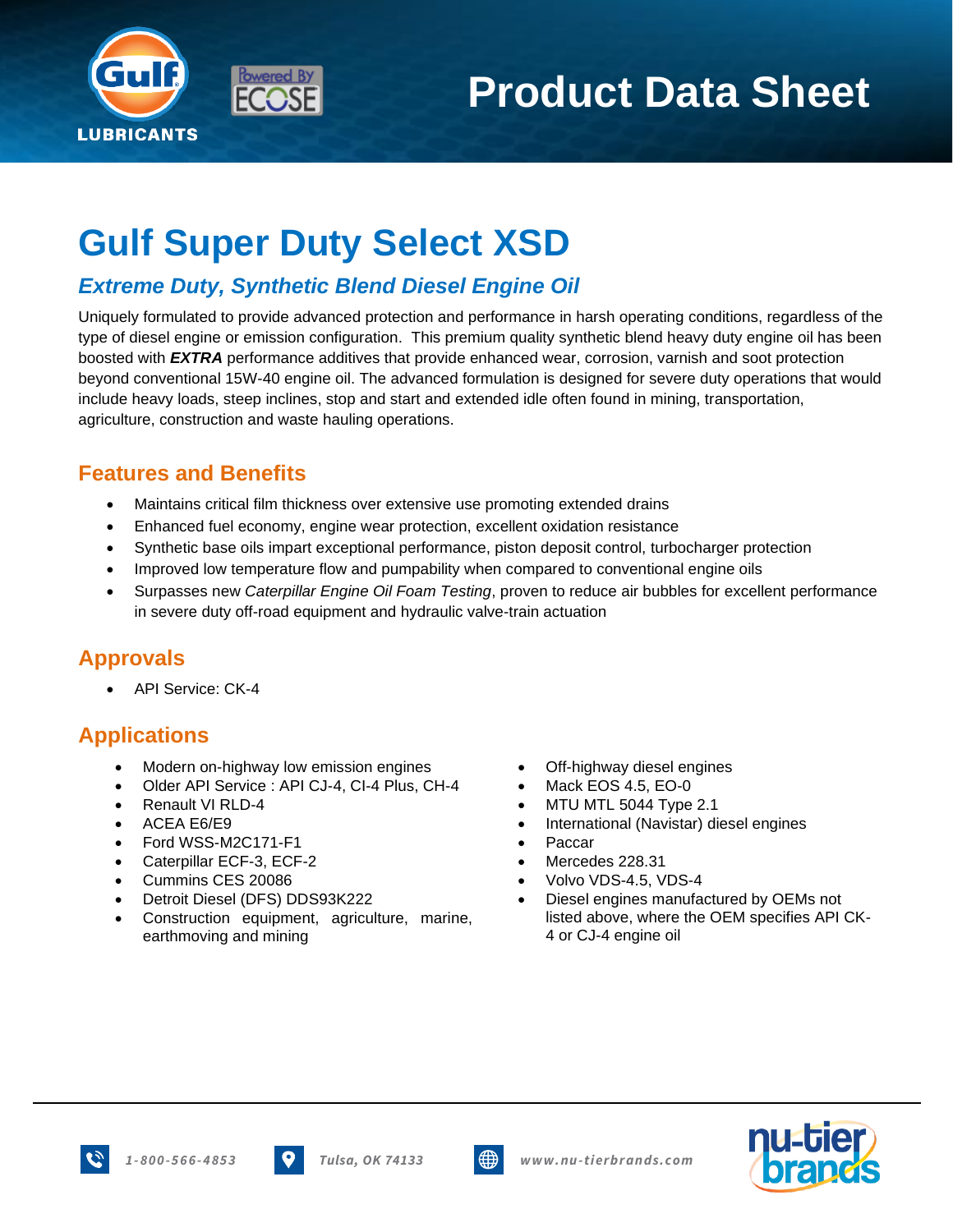# Product Data Sheet

# Gulf Super Duty Select XSD

## *Extreme Duty, Synthetic Blend Diesel Engine Oil*

Uniquely formulated to provide advanced protection and performance in harsh operating conditions, regardless of the type of diesel engine or emission configuration. This premium quality synthetic blend heavy duty engine oil has been boosted with ***EXTRA*** performance additives that provide enhanced wear, corrosion, varnish and soot protection beyond conventional 15W-40 engine oil. The advanced formulation is designed for severe duty operations that would include heavy loads, steep inclines, stop and start and extended idle often found in mining, transportation, agriculture, construction and waste hauling operations.

## Features and Benefits

- Maintains critical film thickness over extensive use promoting extended drains
- Enhanced fuel economy, engine wear protection, excellent oxidation resistance
- Synthetic base oils impart exceptional performance, piston deposit control, turbocharger protection
- Improved low temperature flow and pumpability when compared to conventional engine oils
- Surpasses new *Caterpillar Engine Oil Foam Testing*, proven to reduce air bubbles for excellent performance in severe duty off-road equipment and hydraulic valve-train actuation

## Approvals

- API Service: CK-4

## Applications

- Modern on-highway low emission engines
- Older API Service : API CJ-4, CI-4 Plus, CH-4
- Renault VI RLD-4
- ACEA E6/E9
- Ford WSS-M2C171-F1
- Caterpillar ECF-3, ECF-2
- Cummins CES 20086
- Detroit Diesel (DFS) DDS93K222
- Construction equipment, agriculture, marine, earthmoving and mining
- Off-highway diesel engines
- Mack EOS 4.5, EO-0
- MTU MTL 5044 Type 2.1
- International (Navistar) diesel engines
- Paccar
- Mercedes 228.31
- Volvo VDS-4.5, VDS-4
- Diesel engines manufactured by OEMs not listed above, where the OEM specifies API CK-4 or CJ-4 engine oil

*1-800-566-4853* | *Tulsa, OK 74133* | *www.nu-tierbrands.com*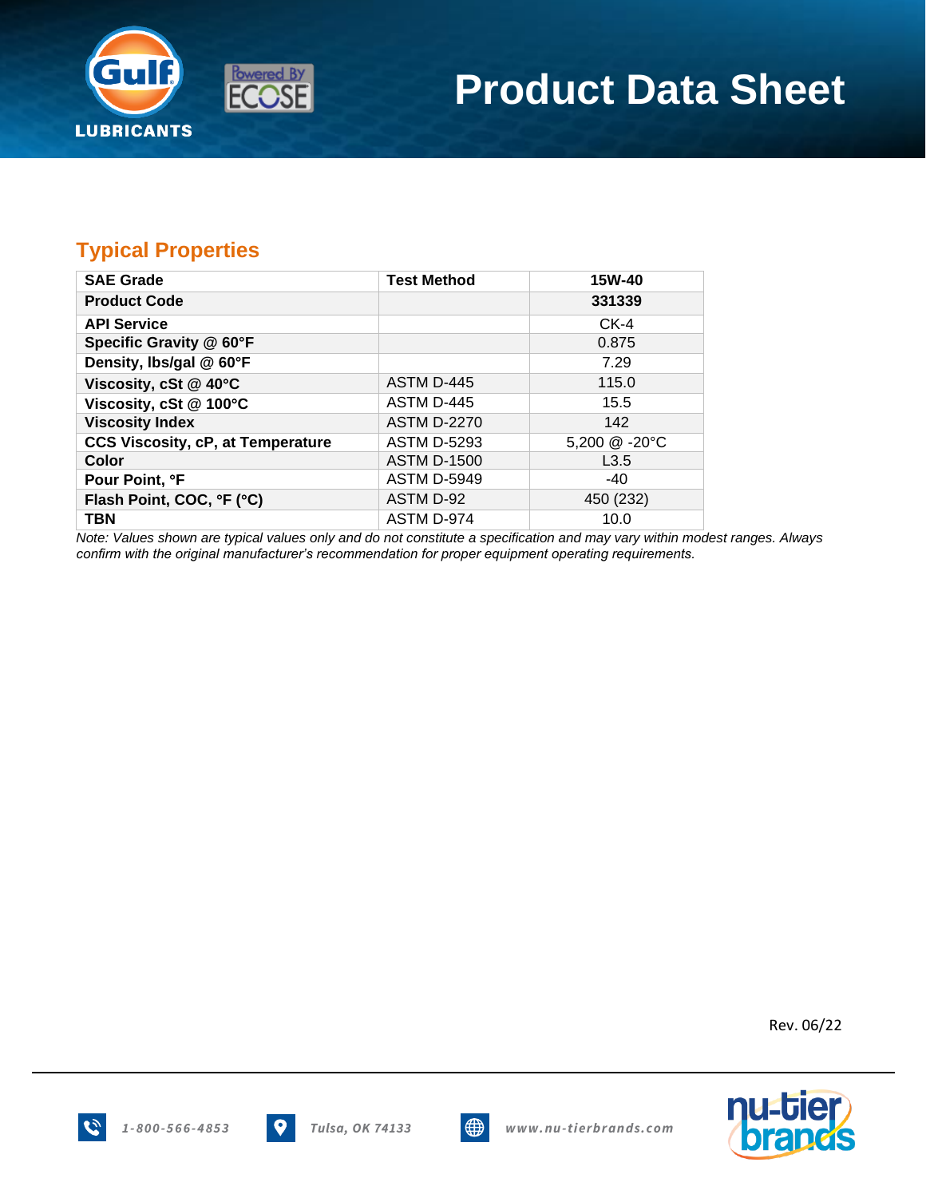# Product Data Sheet

## Typical Properties

| SAE Grade | Test Method | 15W-40 |
|---|---|---|
| **Product Code** | | **331339** |
| **API Service** | | CK-4 |
| **Specific Gravity @ 60°F** | | 0.875 |
| **Density, lbs/gal @ 60°F** | | 7.29 |
| **Viscosity, cSt @ 40°C** | ASTM D-445 | 115.0 |
| **Viscosity, cSt @ 100°C** | ASTM D-445 | 15.5 |
| **Viscosity Index** | ASTM D-2270 | 142 |
| **CCS Viscosity, cP, at Temperature** | ASTM D-5293 | 5,200 @ -20°C |
| **Color** | ASTM D-1500 | L3.5 |
| **Pour Point, °F** | ASTM D-5949 | -40 |
| **Flash Point, COC, °F (°C)** | ASTM D-92 | 450 (232) |
| **TBN** | ASTM D-974 | 10.0 |

*Note: Values shown are typical values only and do not constitute a specification and may vary within modest ranges. Always confirm with the original manufacturer's recommendation for proper equipment operating requirements.*

Rev. 06/22

1-800-566-4853 | Tulsa, OK 74133 | www.nu-tierbrands.com